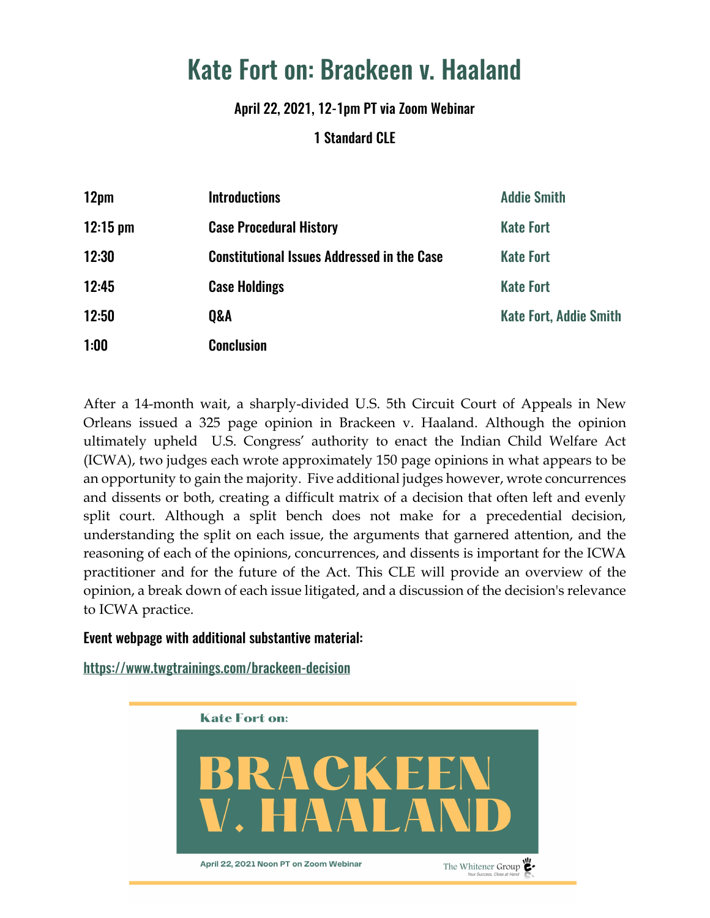# Kate Fort on: Brackeen v. Haaland

**April 22, 2021, 12-1pm PT via Zoom Webinar**

**1 Standard CLE**

| | | |
|---|---|---|
| **12pm** | **Introductions** | **Addie Smith** |
| **12:15 pm** | **Case Procedural History** | **Kate Fort** |
| **12:30** | **Constitutional Issues Addressed in the Case** | **Kate Fort** |
| **12:45** | **Case Holdings** | **Kate Fort** |
| **12:50** | **Q&A** | **Kate Fort, Addie Smith** |
| **1:00** | **Conclusion** | |

After a 14-month wait, a sharply-divided U.S. 5th Circuit Court of Appeals in New Orleans issued a 325 page opinion in Brackeen v. Haaland. Although the opinion ultimately upheld U.S. Congress' authority to enact the Indian Child Welfare Act (ICWA), two judges each wrote approximately 150 page opinions in what appears to be an opportunity to gain the majority. Five additional judges however, wrote concurrences and dissents or both, creating a difficult matrix of a decision that often left and evenly split court. Although a split bench does not make for a precedential decision, understanding the split on each issue, the arguments that garnered attention, and the reasoning of each of the opinions, concurrences, and dissents is important for the ICWA practitioner and for the future of the Act. This CLE will provide an overview of the opinion, a break down of each issue litigated, and a discussion of the decision's relevance to ICWA practice.

**Event webpage with additional substantive material:**

https://www.twgtrainings.com/brackeen-decision

Kate Fort on:

BRACKEEN V. HAALAND

April 22, 2021 Noon PT on Zoom Webinar

The Whitener Group
Your Success, Close at Hand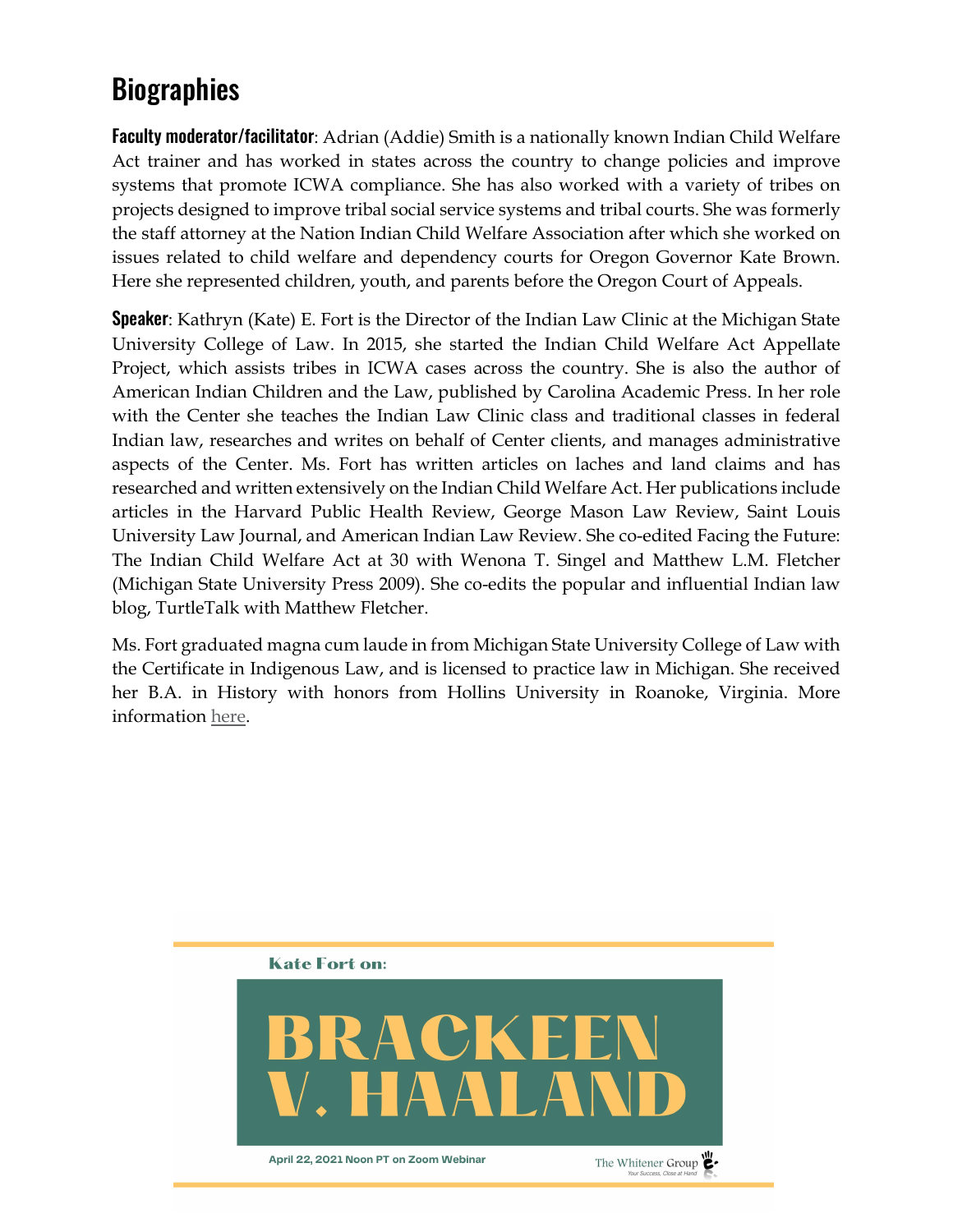# Biographies

**Faculty moderator/facilitator**: Adrian (Addie) Smith is a nationally known Indian Child Welfare Act trainer and has worked in states across the country to change policies and improve systems that promote ICWA compliance. She has also worked with a variety of tribes on projects designed to improve tribal social service systems and tribal courts. She was formerly the staff attorney at the Nation Indian Child Welfare Association after which she worked on issues related to child welfare and dependency courts for Oregon Governor Kate Brown. Here she represented children, youth, and parents before the Oregon Court of Appeals.

**Speaker**: Kathryn (Kate) E. Fort is the Director of the Indian Law Clinic at the Michigan State University College of Law. In 2015, she started the Indian Child Welfare Act Appellate Project, which assists tribes in ICWA cases across the country. She is also the author of American Indian Children and the Law, published by Carolina Academic Press. In her role with the Center she teaches the Indian Law Clinic class and traditional classes in federal Indian law, researches and writes on behalf of Center clients, and manages administrative aspects of the Center. Ms. Fort has written articles on laches and land claims and has researched and written extensively on the Indian Child Welfare Act. Her publications include articles in the Harvard Public Health Review, George Mason Law Review, Saint Louis University Law Journal, and American Indian Law Review. She co-edited Facing the Future: The Indian Child Welfare Act at 30 with Wenona T. Singel and Matthew L.M. Fletcher (Michigan State University Press 2009). She co-edits the popular and influential Indian law blog, TurtleTalk with Matthew Fletcher.

Ms. Fort graduated magna cum laude in from Michigan State University College of Law with the Certificate in Indigenous Law, and is licensed to practice law in Michigan. She received her B.A. in History with honors from Hollins University in Roanoke, Virginia. More information here.

Kate Fort on:

BRACKEEN V. HAALAND

April 22, 2021 Noon PT on Zoom Webinar

The Whitener Group
Your Success, Close at Hand